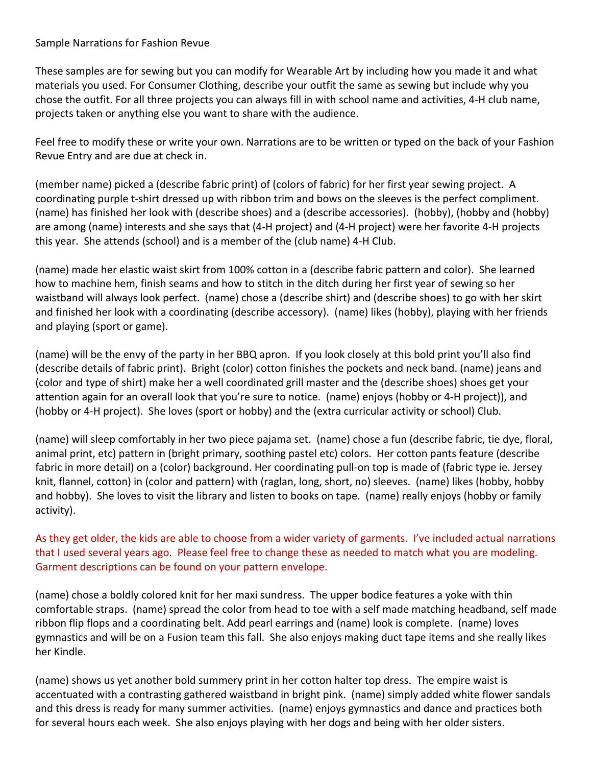Sample Narrations for Fashion Revue

These samples are for sewing but you can modify for Wearable Art by including how you made it and what materials you used. For Consumer Clothing, describe your outfit the same as sewing but include why you chose the outfit. For all three projects you can always fill in with school name and activities, 4-H club name, projects taken or anything else you want to share with the audience.

Feel free to modify these or write your own. Narrations are to be written or typed on the back of your Fashion Revue Entry and are due at check in.

(member name) picked a (describe fabric print) of (colors of fabric) for her first year sewing project. A coordinating purple t-shirt dressed up with ribbon trim and bows on the sleeves is the perfect compliment. (name) has finished her look with (describe shoes) and a (describe accessories). (hobby), (hobby and (hobby) are among (name) interests and she says that (4-H project) and (4-H project) were her favorite 4-H projects this year. She attends (school) and is a member of the (club name) 4-H Club.

(name) made her elastic waist skirt from 100% cotton in a (describe fabric pattern and color). She learned how to machine hem, finish seams and how to stitch in the ditch during her first year of sewing so her waistband will always look perfect. (name) chose a (describe shirt) and (describe shoes) to go with her skirt and finished her look with a coordinating (describe accessory). (name) likes (hobby), playing with her friends and playing (sport or game).

(name) will be the envy of the party in her BBQ apron. If you look closely at this bold print you'll also find (describe details of fabric print). Bright (color) cotton finishes the pockets and neck band. (name) jeans and (color and type of shirt) make her a well coordinated grill master and the (describe shoes) shoes get your attention again for an overall look that you're sure to notice. (name) enjoys (hobby or 4-H project)), and (hobby or 4-H project). She loves (sport or hobby) and the (extra curricular activity or school) Club.

(name) will sleep comfortably in her two piece pajama set. (name) chose a fun (describe fabric, tie dye, floral, animal print, etc) pattern in (bright primary, soothing pastel etc) colors. Her cotton pants feature (describe fabric in more detail) on a (color) background. Her coordinating pull-on top is made of (fabric type ie. Jersey knit, flannel, cotton) in (color and pattern) with (raglan, long, short, no) sleeves. (name) likes (hobby, hobby and hobby). She loves to visit the library and listen to books on tape. (name) really enjoys (hobby or family activity).

As they get older, the kids are able to choose from a wider variety of garments. I've included actual narrations that I used several years ago. Please feel free to change these as needed to match what you are modeling. Garment descriptions can be found on your pattern envelope.

(name) chose a boldly colored knit for her maxi sundress. The upper bodice features a yoke with thin comfortable straps. (name) spread the color from head to toe with a self made matching headband, self made ribbon flip flops and a coordinating belt. Add pearl earrings and (name) look is complete. (name) loves gymnastics and will be on a Fusion team this fall. She also enjoys making duct tape items and she really likes her Kindle.

(name) shows us yet another bold summery print in her cotton halter top dress. The empire waist is accentuated with a contrasting gathered waistband in bright pink. (name) simply added white flower sandals and this dress is ready for many summer activities. (name) enjoys gymnastics and dance and practices both for several hours each week. She also enjoys playing with her dogs and being with her older sisters.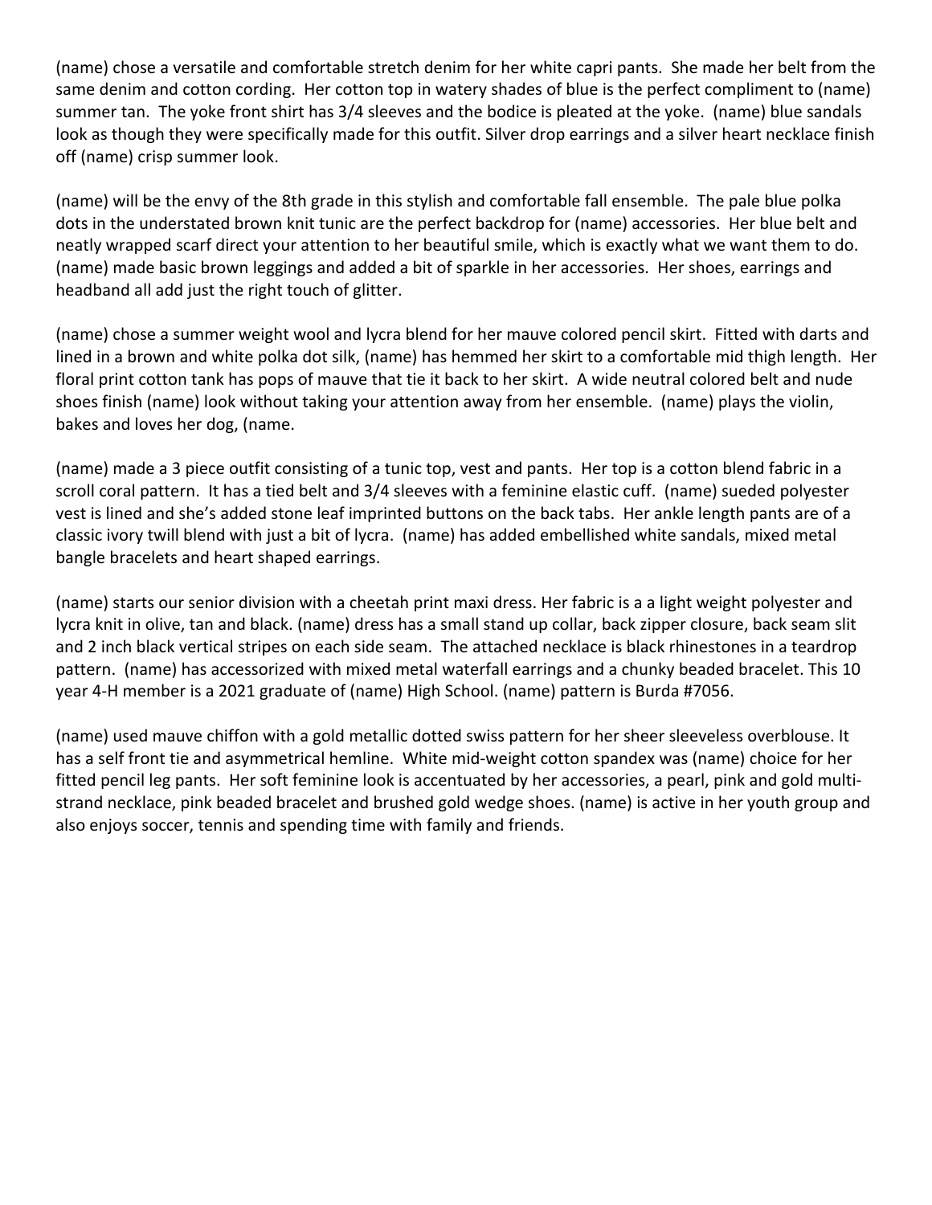(name) chose a versatile and comfortable stretch denim for her white capri pants. She made her belt from the same denim and cotton cording. Her cotton top in watery shades of blue is the perfect compliment to (name) summer tan. The yoke front shirt has 3/4 sleeves and the bodice is pleated at the yoke. (name) blue sandals look as though they were specifically made for this outfit. Silver drop earrings and a silver heart necklace finish off (name) crisp summer look.

(name) will be the envy of the 8th grade in this stylish and comfortable fall ensemble. The pale blue polka dots in the understated brown knit tunic are the perfect backdrop for (name) accessories. Her blue belt and neatly wrapped scarf direct your attention to her beautiful smile, which is exactly what we want them to do. (name) made basic brown leggings and added a bit of sparkle in her accessories. Her shoes, earrings and headband all add just the right touch of glitter.

(name) chose a summer weight wool and lycra blend for her mauve colored pencil skirt. Fitted with darts and lined in a brown and white polka dot silk, (name) has hemmed her skirt to a comfortable mid thigh length. Her floral print cotton tank has pops of mauve that tie it back to her skirt. A wide neutral colored belt and nude shoes finish (name) look without taking your attention away from her ensemble. (name) plays the violin, bakes and loves her dog, (name.

(name) made a 3 piece outfit consisting of a tunic top, vest and pants. Her top is a cotton blend fabric in a scroll coral pattern. It has a tied belt and 3/4 sleeves with a feminine elastic cuff. (name) sueded polyester vest is lined and she's added stone leaf imprinted buttons on the back tabs. Her ankle length pants are of a classic ivory twill blend with just a bit of lycra. (name) has added embellished white sandals, mixed metal bangle bracelets and heart shaped earrings.

(name) starts our senior division with a cheetah print maxi dress. Her fabric is a a light weight polyester and lycra knit in olive, tan and black. (name) dress has a small stand up collar, back zipper closure, back seam slit and 2 inch black vertical stripes on each side seam. The attached necklace is black rhinestones in a teardrop pattern. (name) has accessorized with mixed metal waterfall earrings and a chunky beaded bracelet. This 10 year 4-H member is a 2021 graduate of (name) High School. (name) pattern is Burda #7056.

(name) used mauve chiffon with a gold metallic dotted swiss pattern for her sheer sleeveless overblouse. It has a self front tie and asymmetrical hemline. White mid-weight cotton spandex was (name) choice for her fitted pencil leg pants. Her soft feminine look is accentuated by her accessories, a pearl, pink and gold multi-strand necklace, pink beaded bracelet and brushed gold wedge shoes. (name) is active in her youth group and also enjoys soccer, tennis and spending time with family and friends.